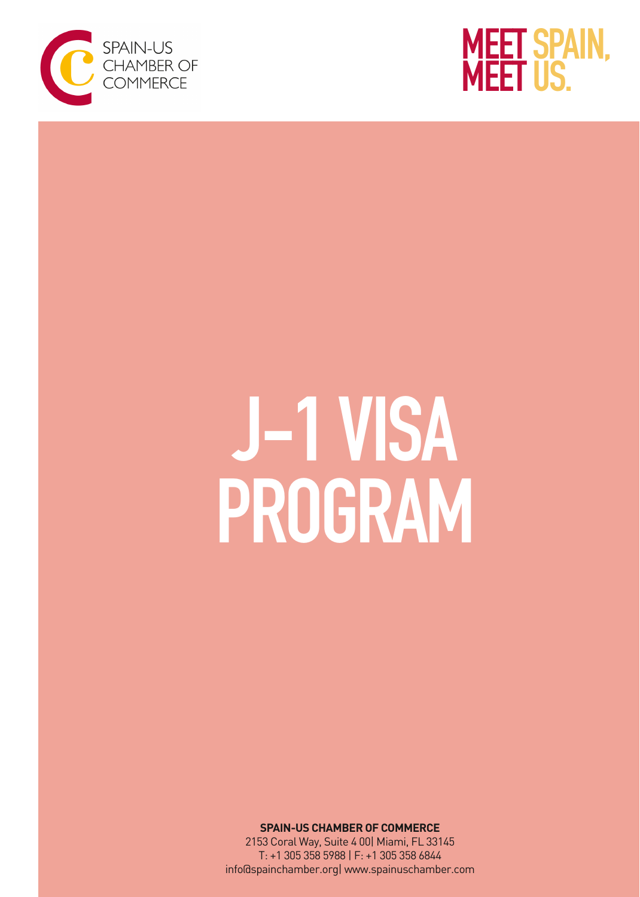SPAIN-US CHAMBER OF COMMERCE

MEET SPAIN, MEET US.

# J-1 VISA PROGRAM

**SPAIN-US CHAMBER OF COMMERCE**
2153 Coral Way, Suite 4 00| Miami, FL 33145
T: +1 305 358 5988 | F: +1 305 358 6844
info@spainchamber.org| www.spainuschamber.com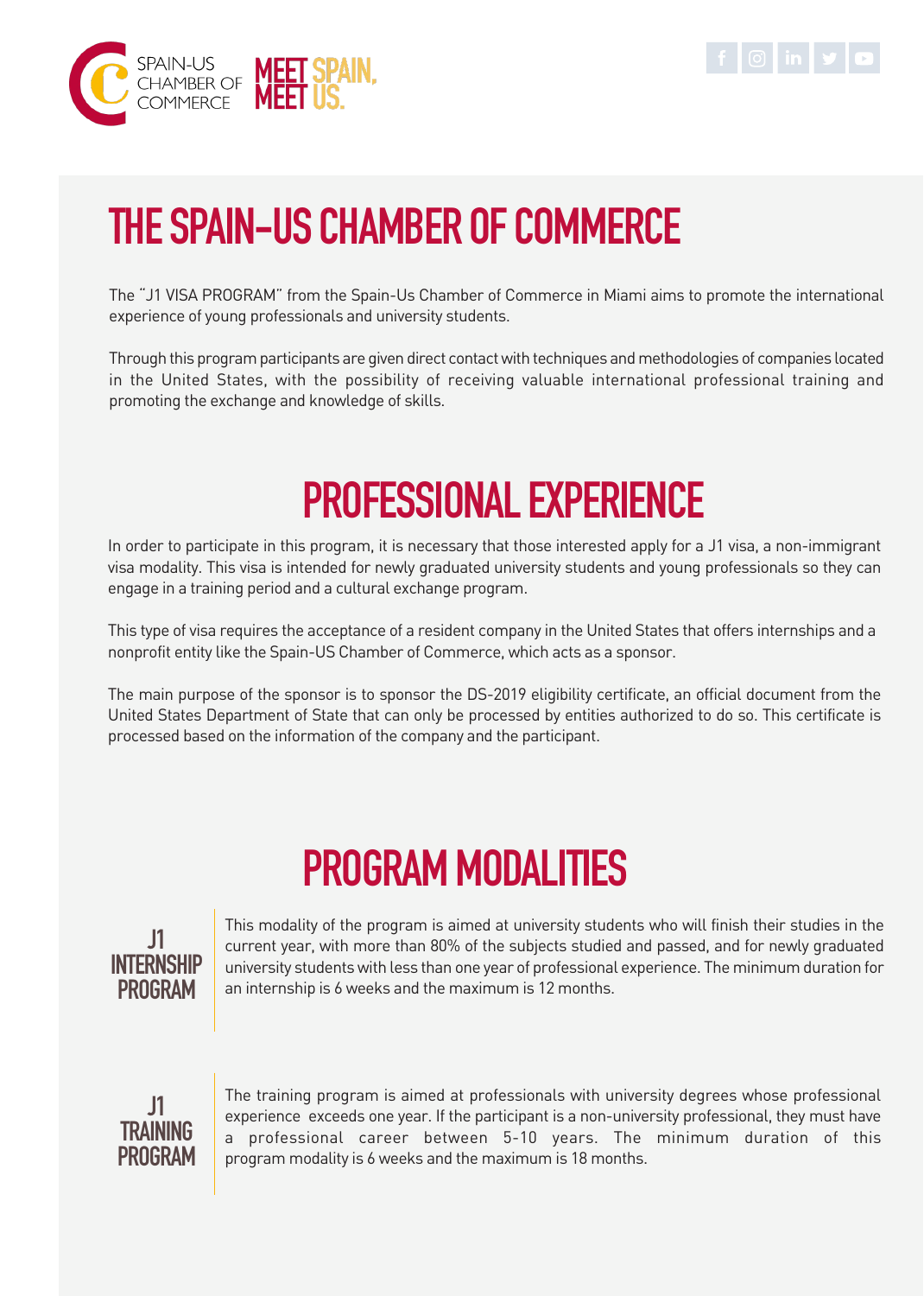# THE SPAIN-US CHAMBER OF COMMERCE

The "J1 VISA PROGRAM" from the Spain-Us Chamber of Commerce in Miami aims to promote the international experience of young professionals and university students.

Through this program participants are given direct contact with techniques and methodologies of companies located in the United States, with the possibility of receiving valuable international professional training and promoting the exchange and knowledge of skills.

## PROFESSIONAL EXPERIENCE

In order to participate in this program, it is necessary that those interested apply for a J1 visa, a non-immigrant visa modality. This visa is intended for newly graduated university students and young professionals so they can engage in a training period and a cultural exchange program.

This type of visa requires the acceptance of a resident company in the United States that offers internships and a nonprofit entity like the Spain-US Chamber of Commerce, which acts as a sponsor.

The main purpose of the sponsor is to sponsor the DS-2019 eligibility certificate, an official document from the United States Department of State that can only be processed by entities authorized to do so. This certificate is processed based on the information of the company and the participant.

## PROGRAM MODALITIES

### J1 INTERNSHIP PROGRAM

This modality of the program is aimed at university students who will finish their studies in the current year, with more than 80% of the subjects studied and passed, and for newly graduated university students with less than one year of professional experience. The minimum duration for an internship is 6 weeks and the maximum is 12 months.

### J1 TRAINING PROGRAM

The training program is aimed at professionals with university degrees whose professional experience exceeds one year. If the participant is a non-university professional, they must have a professional career between 5-10 years. The minimum duration of this program modality is 6 weeks and the maximum is 18 months.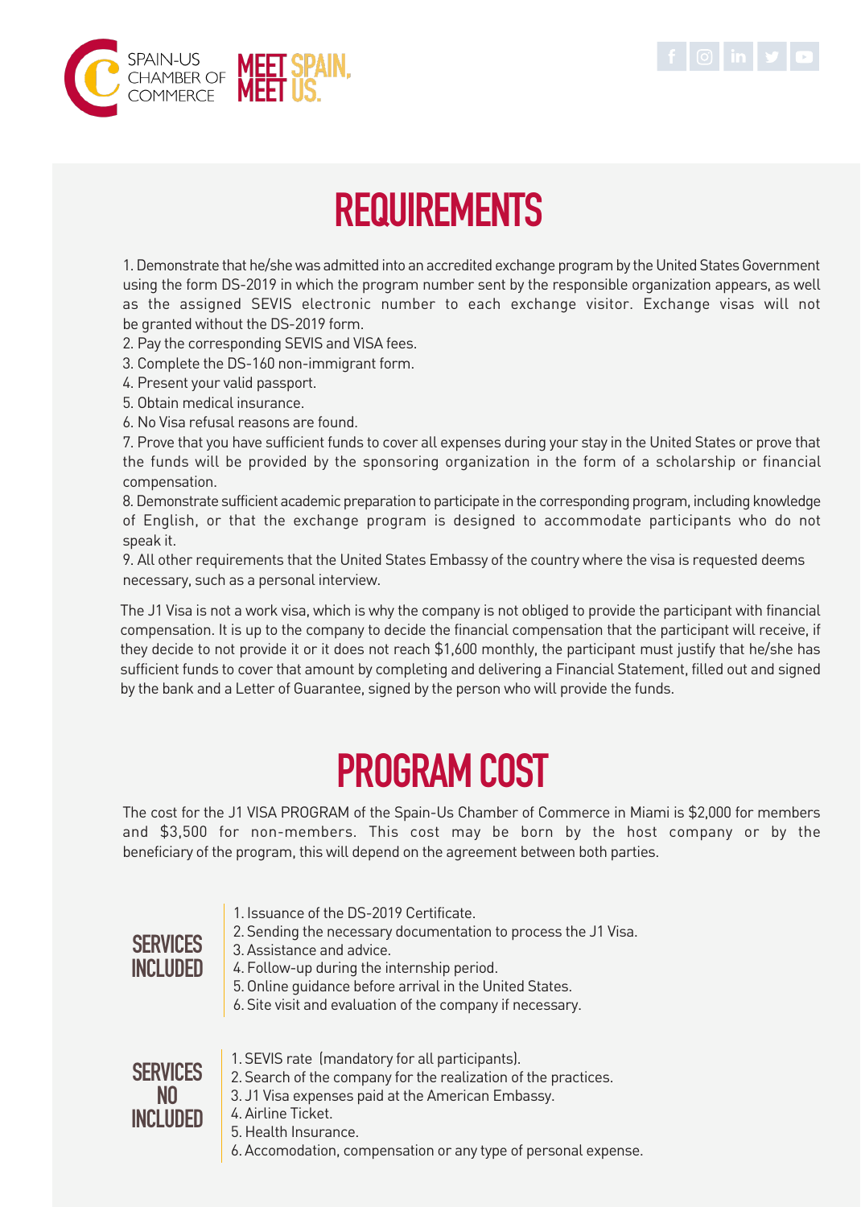SPAIN-US CHAMBER OF COMMERCE **MEET SPAIN. MEET US.**

# REQUIREMENTS

1. Demonstrate that he/she was admitted into an accredited exchange program by the United States Government using the form DS-2019 in which the program number sent by the responsible organization appears, as well as the assigned SEVIS electronic number to each exchange visitor. Exchange visas will not be granted without the DS-2019 form.
2. Pay the corresponding SEVIS and VISA fees.
3. Complete the DS-160 non-immigrant form.
4. Present your valid passport.
5. Obtain medical insurance.
6. No Visa refusal reasons are found.
7. Prove that you have sufficient funds to cover all expenses during your stay in the United States or prove that the funds will be provided by the sponsoring organization in the form of a scholarship or financial compensation.
8. Demonstrate sufficient academic preparation to participate in the corresponding program, including knowledge of English, or that the exchange program is designed to accommodate participants who do not speak it.
9. All other requirements that the United States Embassy of the country where the visa is requested deems necessary, such as a personal interview.

The J1 Visa is not a work visa, which is why the company is not obliged to provide the participant with financial compensation. It is up to the company to decide the financial compensation that the participant will receive, if they decide to not provide it or it does not reach $1,600 monthly, the participant must justify that he/she has sufficient funds to cover that amount by completing and delivering a Financial Statement, filled out and signed by the bank and a Letter of Guarantee, signed by the person who will provide the funds.

# PROGRAM COST

The cost for the J1 VISA PROGRAM of the Spain-Us Chamber of Commerce in Miami is $2,000 for members and $3,500 for non-members. This cost may be born by the host company or by the beneficiary of the program, this will depend on the agreement between both parties.

## SERVICES INCLUDED

1. Issuance of the DS-2019 Certificate.
2. Sending the necessary documentation to process the J1 Visa.
3. Assistance and advice.
4. Follow-up during the internship period.
5. Online guidance before arrival in the United States.
6. Site visit and evaluation of the company if necessary.

## SERVICES NO INCLUDED

1. SEVIS rate (mandatory for all participants).
2. Search of the company for the realization of the practices.
3. J1 Visa expenses paid at the American Embassy.
4. Airline Ticket.
5. Health Insurance.
6. Accomodation, compensation or any type of personal expense.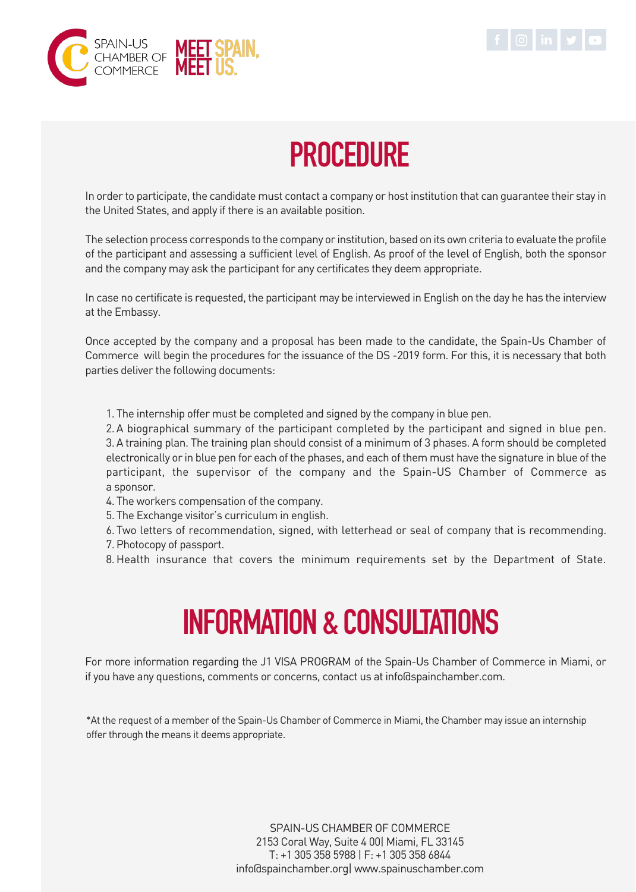# PROCEDURE

In order to participate, the candidate must contact a company or host institution that can guarantee their stay in the United States, and apply if there is an available position.

The selection process corresponds to the company or institution, based on its own criteria to evaluate the profile of the participant and assessing a sufficient level of English. As proof of the level of English, both the sponsor and the company may ask the participant for any certificates they deem appropriate.

In case no certificate is requested, the participant may be interviewed in English on the day he has the interview at the Embassy.

Once accepted by the company and a proposal has been made to the candidate, the Spain-Us Chamber of Commerce will begin the procedures for the issuance of the DS -2019 form. For this, it is necessary that both parties deliver the following documents:

1. The internship offer must be completed and signed by the company in blue pen.
2. A biographical summary of the participant completed by the participant and signed in blue pen.
3. A training plan. The training plan should consist of a minimum of 3 phases. A form should be completed electronically or in blue pen for each of the phases, and each of them must have the signature in blue of the participant, the supervisor of the company and the Spain-US Chamber of Commerce as a sponsor.
4. The workers compensation of the company.
5. The Exchange visitor's curriculum in english.
6. Two letters of recommendation, signed, with letterhead or seal of company that is recommending.
7. Photocopy of passport.
8. Health insurance that covers the minimum requirements set by the Department of State.

# INFORMATION & CONSULTATIONS

For more information regarding the J1 VISA PROGRAM of the Spain-Us Chamber of Commerce in Miami, or if you have any questions, comments or concerns, contact us at info@spainchamber.com.

*At the request of a member of the Spain-Us Chamber of Commerce in Miami, the Chamber may issue an internship offer through the means it deems appropriate.

SPAIN-US CHAMBER OF COMMERCE
2153 Coral Way, Suite 4 00| Miami, FL 33145
T: +1 305 358 5988 | F: +1 305 358 6844
info@spainchamber.org| www.spainuschamber.com